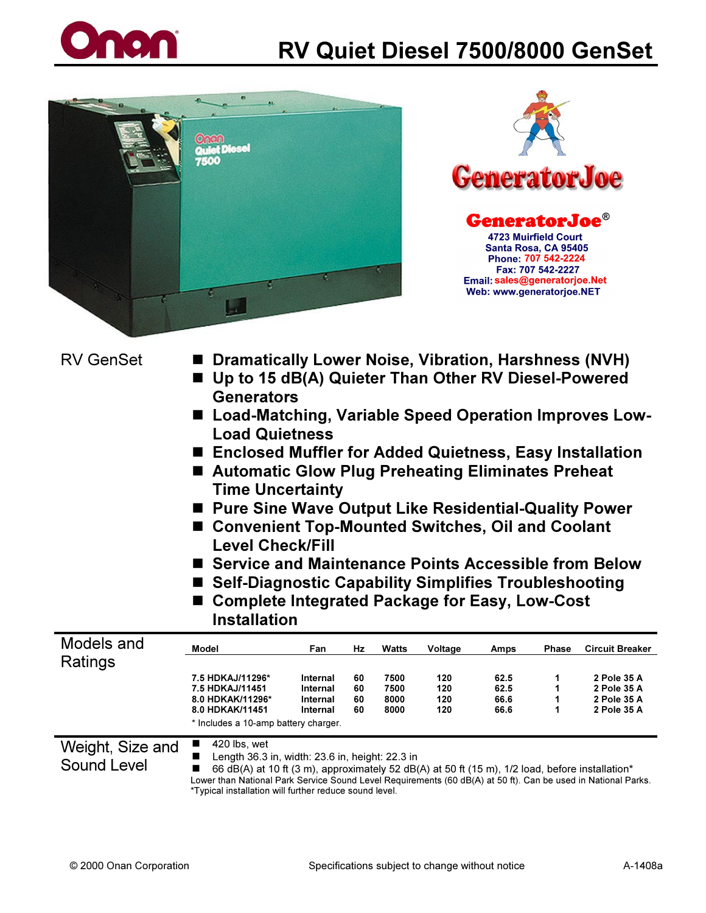# Onan

# RV Quiet Diesel 7500/8000 GenSet

**GeneratorJoe®**
4723 Muirfield Court
Santa Rosa, CA 95405
Phone: 707 542-2224
Fax: 707 542-2227
Email: sales@generatorjoe.Net
Web: www.generatorjoe.NET

## RV GenSet

- **Dramatically Lower Noise, Vibration, Harshness (NVH)**
- **Up to 15 dB(A) Quieter Than Other RV Diesel-Powered Generators**
- **Load-Matching, Variable Speed Operation Improves Low-Load Quietness**
- **Enclosed Muffler for Added Quietness, Easy Installation**
- **Automatic Glow Plug Preheating Eliminates Preheat Time Uncertainty**
- **Pure Sine Wave Output Like Residential-Quality Power**
- **Convenient Top-Mounted Switches, Oil and Coolant Level Check/Fill**
- **Service and Maintenance Points Accessible from Below**
- **Self-Diagnostic Capability Simplifies Troubleshooting**
- **Complete Integrated Package for Easy, Low-Cost Installation**

## Models and Ratings

| Model | Fan | Hz | Watts | Voltage | Amps | Phase | Circuit Breaker |
|---|---|---|---|---|---|---|---|
| 7.5 HDKAJ/11296* | Internal | 60 | 7500 | 120 | 62.5 | 1 | 2 Pole 35 A |
| 7.5 HDKAJ/11451 | Internal | 60 | 7500 | 120 | 62.5 | 1 | 2 Pole 35 A |
| 8.0 HDKAK/11296* | Internal | 60 | 8000 | 120 | 66.6 | 1 | 2 Pole 35 A |
| 8.0 HDKAK/11451 | Internal | 60 | 8000 | 120 | 66.6 | 1 | 2 Pole 35 A |

* Includes a 10-amp battery charger.

## Weight, Size and Sound Level

- 420 lbs, wet
- Length 36.3 in, width: 23.6 in, height: 22.3 in
- 66 dB(A) at 10 ft (3 m), approximately 52 dB(A) at 50 ft (15 m), 1/2 load, before installation*

Lower than National Park Service Sound Level Requirements (60 dB(A) at 50 ft). Can be used in National Parks.
*Typical installation will further reduce sound level.

© 2000 Onan Corporation — Specifications subject to change without notice — A-1408a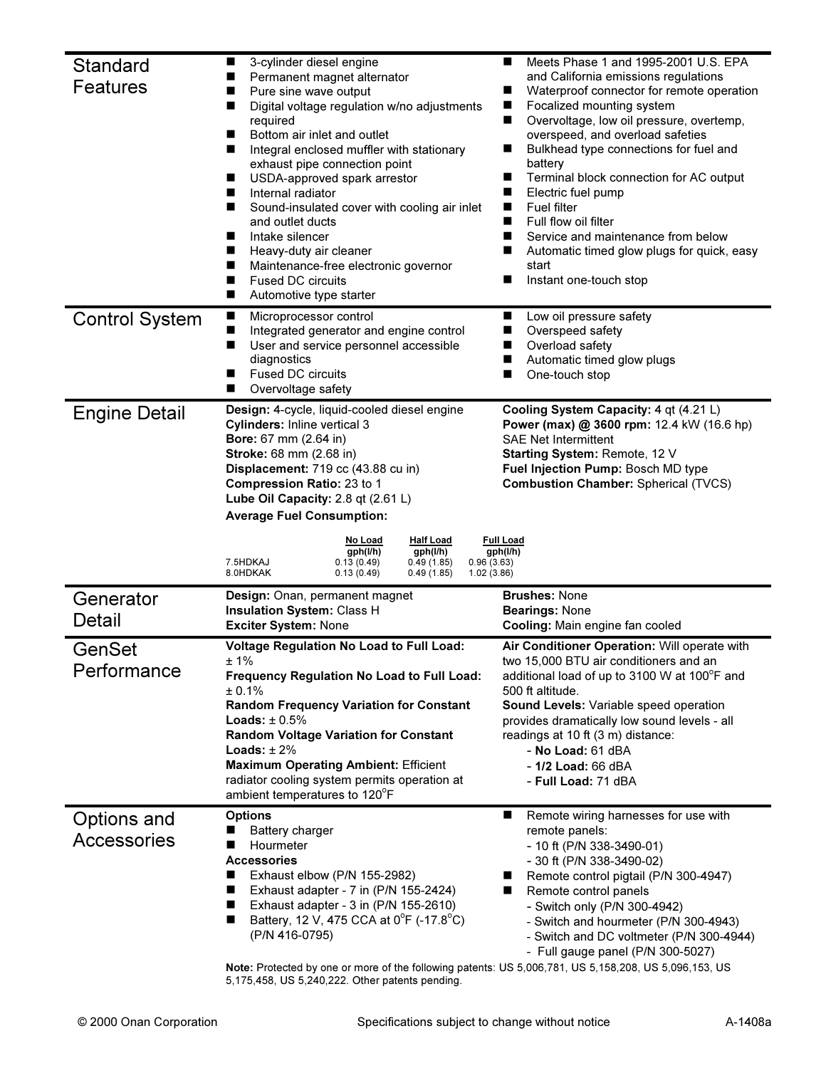## Standard Features

- 3-cylinder diesel engine
- Permanent magnet alternator
- Pure sine wave output
- Digital voltage regulation w/no adjustments required
- Bottom air inlet and outlet
- Integral enclosed muffler with stationary exhaust pipe connection point
- USDA-approved spark arrestor
- Internal radiator
- Sound-insulated cover with cooling air inlet and outlet ducts
- Intake silencer
- Heavy-duty air cleaner
- Maintenance-free electronic governor
- Fused DC circuits
- Automotive type starter
- Meets Phase 1 and 1995-2001 U.S. EPA and California emissions regulations
- Waterproof connector for remote operation
- Focalized mounting system
- Overvoltage, low oil pressure, overtemp, overspeed, and overload safeties
- Bulkhead type connections for fuel and battery
- Terminal block connection for AC output
- Electric fuel pump
- Fuel filter
- Full flow oil filter
- Service and maintenance from below
- Automatic timed glow plugs for quick, easy start
- Instant one-touch stop

## Control System

- Microprocessor control
- Integrated generator and engine control
- User and service personnel accessible diagnostics
- Fused DC circuits
- Overvoltage safety
- Low oil pressure safety
- Overspeed safety
- Overload safety
- Automatic timed glow plugs
- One-touch stop

## Engine Detail

**Design:** 4-cycle, liquid-cooled diesel engine
**Cylinders:** Inline vertical 3
**Bore:** 67 mm (2.64 in)
**Stroke:** 68 mm (2.68 in)
**Displacement:** 719 cc (43.88 cu in)
**Compression Ratio:** 23 to 1
**Lube Oil Capacity:** 2.8 qt (2.61 L)
**Average Fuel Consumption:**

| | No Load gph(l/h) | Half Load gph(l/h) | Full Load gph(l/h) |
|---|---|---|---|
| 7.5HDKAJ | 0.13 (0.49) | 0.49 (1.85) | 0.96 (3.63) |
| 8.0HDKAK | 0.13 (0.49) | 0.49 (1.85) | 1.02 (3.86) |

**Cooling System Capacity:** 4 qt (4.21 L)
**Power (max) @ 3600 rpm:** 12.4 kW (16.6 hp) SAE Net Intermittent
**Starting System:** Remote, 12 V
**Fuel Injection Pump:** Bosch MD type
**Combustion Chamber:** Spherical (TVCS)

## Generator Detail

**Design:** Onan, permanent magnet
**Insulation System:** Class H
**Exciter System:** None
**Brushes:** None
**Bearings:** None
**Cooling:** Main engine fan cooled

## GenSet Performance

**Voltage Regulation No Load to Full Load:** ± 1%
**Frequency Regulation No Load to Full Load:** ± 0.1%
**Random Frequency Variation for Constant Loads:** ± 0.5%
**Random Voltage Variation for Constant Loads:** ± 2%
**Maximum Operating Ambient:** Efficient radiator cooling system permits operation at ambient temperatures to 120°F

**Air Conditioner Operation:** Will operate with two 15,000 BTU air conditioners and an additional load of up to 3100 W at 100°F and 500 ft altitude.
**Sound Levels:** Variable speed operation provides dramatically low sound levels - all readings at 10 ft (3 m) distance:
- **No Load:** 61 dBA
- **1/2 Load:** 66 dBA
- **Full Load:** 71 dBA

## Options and Accessories

**Options**
- Battery charger
- Hourmeter

**Accessories**
- Exhaust elbow (P/N 155-2982)
- Exhaust adapter - 7 in (P/N 155-2424)
- Exhaust adapter - 3 in (P/N 155-2610)
- Battery, 12 V, 475 CCA at 0°F (-17.8°C) (P/N 416-0795)
- Remote wiring harnesses for use with remote panels:
  - 10 ft (P/N 338-3490-01)
  - 30 ft (P/N 338-3490-02)
- Remote control pigtail (P/N 300-4947)
- Remote control panels
  - Switch only (P/N 300-4942)
  - Switch and hourmeter (P/N 300-4943)
  - Switch and DC voltmeter (P/N 300-4944)
  - Full gauge panel (P/N 300-5027)

**Note:** Protected by one or more of the following patents: US 5,006,781, US 5,158,208, US 5,096,153, US 5,175,458, US 5,240,222. Other patents pending.

© 2000 Onan Corporation Specifications subject to change without notice A-1408a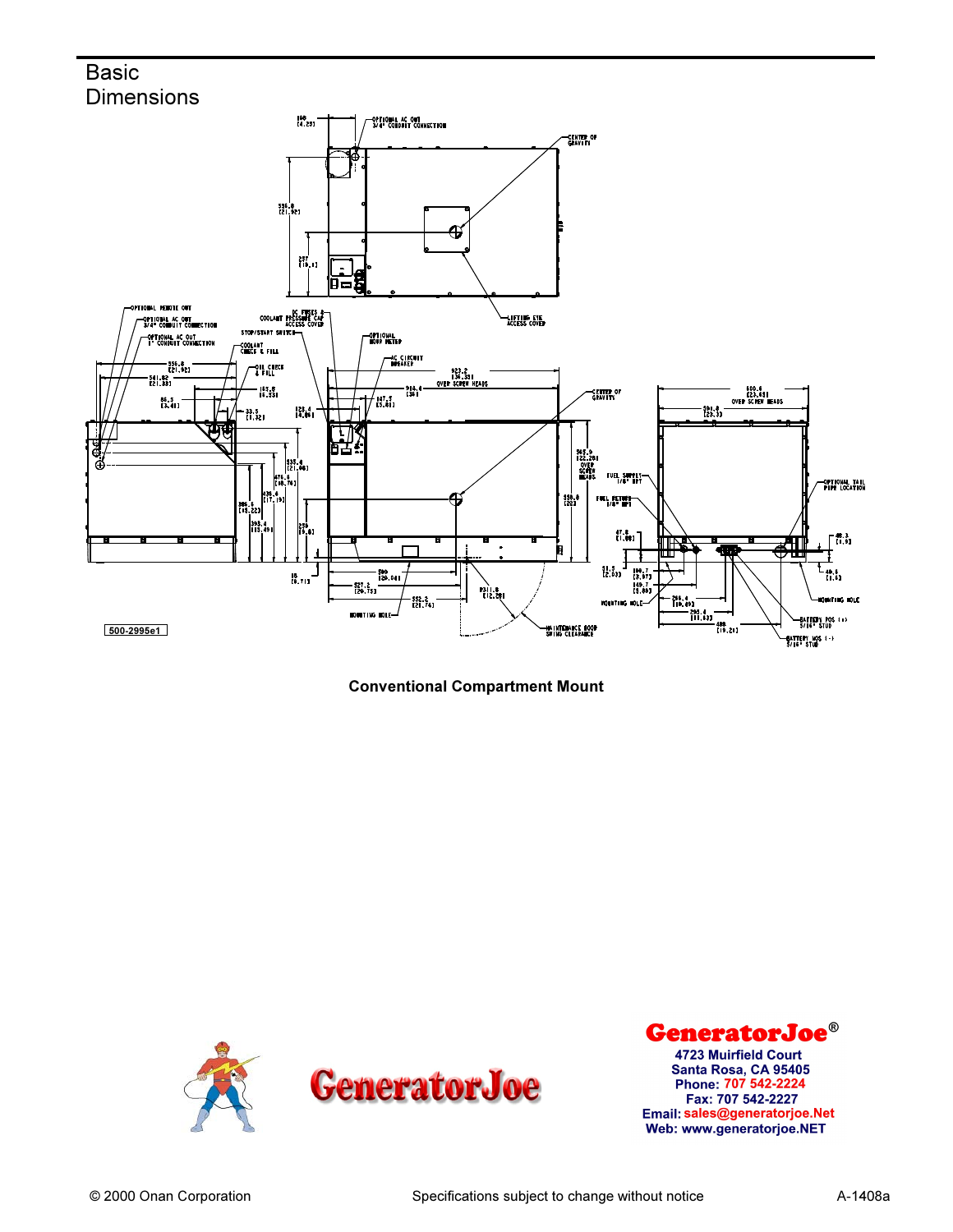# Basic Dimensions

Conventional Compartment Mount

**GeneratorJoe®**
**4723 Muirfield Court**
**Santa Rosa, CA 95405**
**Phone: 707 542-2224**
**Fax: 707 542-2227**
**Email: sales@generatorjoe.Net**
**Web: www.generatorjoe.NET**

© 2000 Onan Corporation Specifications subject to change without notice A-1408a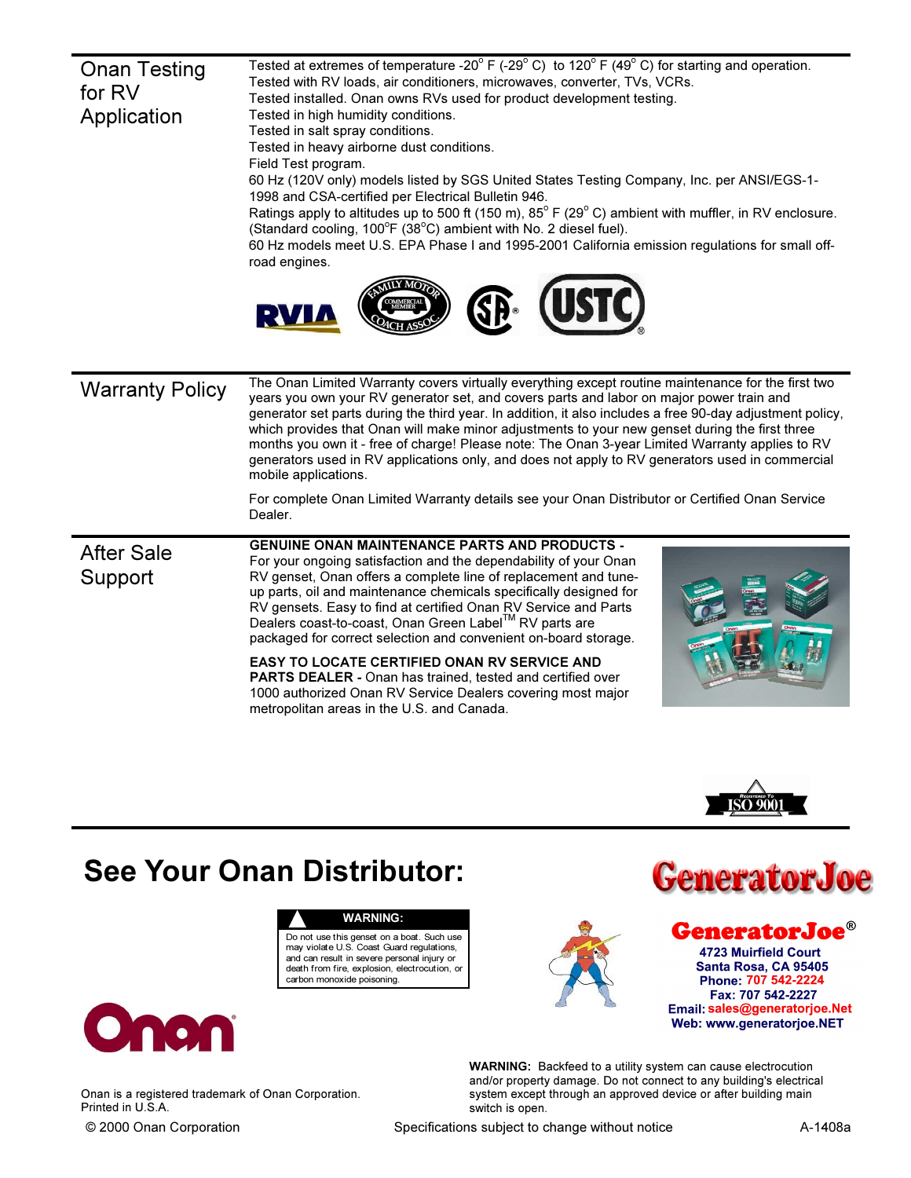## Onan Testing for RV Application

Tested at extremes of temperature -20° F (-29° C) to 120° F (49° C) for starting and operation.
Tested with RV loads, air conditioners, microwaves, converter, TVs, VCRs.
Tested installed. Onan owns RVs used for product development testing.
Tested in high humidity conditions.
Tested in salt spray conditions.
Tested in heavy airborne dust conditions.
Field Test program.
60 Hz (120V only) models listed by SGS United States Testing Company, Inc. per ANSI/EGS-1-1998 and CSA-certified per Electrical Bulletin 946.
Ratings apply to altitudes up to 500 ft (150 m), 85° F (29° C) ambient with muffler, in RV enclosure. (Standard cooling, 100°F (38°C) ambient with No. 2 diesel fuel).
60 Hz models meet U.S. EPA Phase I and 1995-2001 California emission regulations for small off-road engines.

## Warranty Policy

The Onan Limited Warranty covers virtually everything except routine maintenance for the first two years you own your RV generator set, and covers parts and labor on major power train and generator set parts during the third year. In addition, it also includes a free 90-day adjustment policy, which provides that Onan will make minor adjustments to your new genset during the first three months you own it - free of charge! Please note: The Onan 3-year Limited Warranty applies to RV generators used in RV applications only, and does not apply to RV generators used in commercial mobile applications.

For complete Onan Limited Warranty details see your Onan Distributor or Certified Onan Service Dealer.

## After Sale Support

**GENUINE ONAN MAINTENANCE PARTS AND PRODUCTS -** For your ongoing satisfaction and the dependability of your Onan RV genset, Onan offers a complete line of replacement and tune-up parts, oil and maintenance chemicals specifically designed for RV gensets. Easy to find at certified Onan RV Service and Parts Dealers coast-to-coast, Onan Green Label™ RV parts are packaged for correct selection and convenient on-board storage.

**EASY TO LOCATE CERTIFIED ONAN RV SERVICE AND PARTS DEALER -** Onan has trained, tested and certified over 1000 authorized Onan RV Service Dealers covering most major metropolitan areas in the U.S. and Canada.

Registered To ISO 9001

# See Your Onan Distributor:

GeneratorJoe

**WARNING:**
Do not use this genset on a boat. Such use may violate U.S. Coast Guard regulations, and can result in severe personal injury or death from fire, explosion, electrocution, or carbon monoxide poisoning.

**GeneratorJoe®**
**4723 Muirfield Court**
**Santa Rosa, CA 95405**
**Phone: 707 542-2224**
**Fax: 707 542-2227**
**Email: sales@generatorjoe.Net**
**Web: www.generatorjoe.NET**

Onan

**WARNING:** Backfeed to a utility system can cause electrocution and/or property damage. Do not connect to any building's electrical system except through an approved device or after building main switch is open.

Onan is a registered trademark of Onan Corporation.
Printed in U.S.A.

© 2000 Onan Corporation

Specifications subject to change without notice

A-1408a